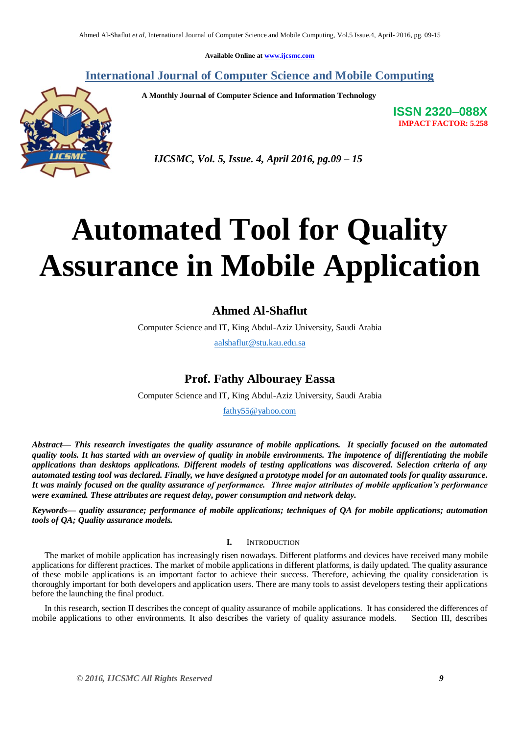Available Online at www.ijcsmc.com

International Journal of Computer Science and Mobile Computing

A Monthly Journal of Computer Science and Information Technology

ISSN 2320–088X
IMPACT FACTOR: 5.258

*IJCSMC, Vol. 5, Issue. 4, April 2016, pg.09 – 15*

# Automated Tool for Quality Assurance in Mobile Application

## Ahmed Al-Shaflut

Computer Science and IT, King Abdul-Aziz University, Saudi Arabia

aalshaflut@stu.kau.edu.sa

## Prof. Fathy Albouraey Eassa

Computer Science and IT, King Abdul-Aziz University, Saudi Arabia

fathy55@yahoo.com

***Abstract*— This research investigates the quality assurance of mobile applications. It specially focused on the automated quality tools. It has started with an overview of quality in mobile environments. The impotence of differentiating the mobile applications than desktops applications. Different models of testing applications was discovered. Selection criteria of any automated testing tool was declared. Finally, we have designed a prototype model for an automated tools for quality assurance. It was mainly focused on the quality assurance of performance. Three major attributes of mobile application's performance were examined. These attributes are request delay, power consumption and network delay.**

***Keywords*— quality assurance; performance of mobile applications; techniques of QA for mobile applications; automation tools of QA; Quality assurance models.**

## I. Introduction

The market of mobile application has increasingly risen nowadays. Different platforms and devices have received many mobile applications for different practices. The market of mobile applications in different platforms, is daily updated. The quality assurance of these mobile applications is an important factor to achieve their success. Therefore, achieving the quality consideration is thoroughly important for both developers and application users. There are many tools to assist developers testing their applications before the launching the final product.

In this research, section II describes the concept of quality assurance of mobile applications. It has considered the differences of mobile applications to other environments. It also describes the variety of quality assurance models. Section III, describes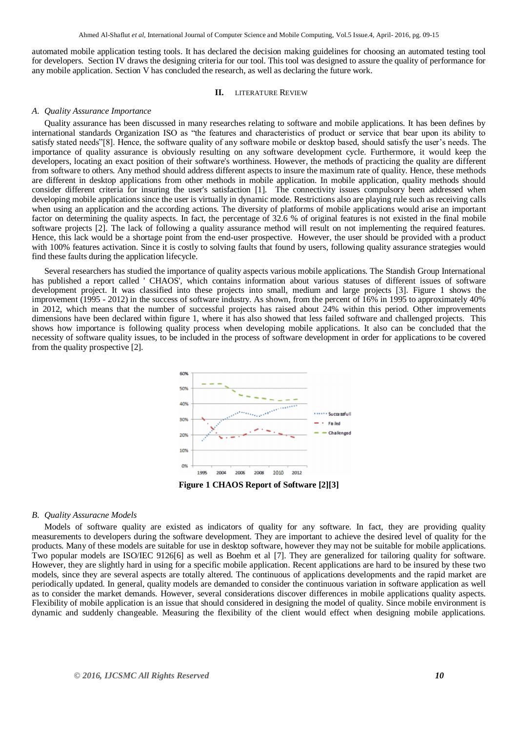automated mobile application testing tools. It has declared the decision making guidelines for choosing an automated testing tool for developers. Section IV draws the designing criteria for our tool. This tool was designed to assure the quality of performance for any mobile application. Section V has concluded the research, as well as declaring the future work.

## II. LITERATURE REVIEW

### *A. Quality Assurance Importance*

Quality assurance has been discussed in many researches relating to software and mobile applications. It has been defines by international standards Organization ISO as "the features and characteristics of product or service that bear upon its ability to satisfy stated needs"[8]. Hence, the software quality of any software mobile or desktop based, should satisfy the user's needs. The importance of quality assurance is obviously resulting on any software development cycle. Furthermore, it would keep the developers, locating an exact position of their software's worthiness. However, the methods of practicing the quality are different from software to others. Any method should address different aspects to insure the maximum rate of quality. Hence, these methods are different in desktop applications from other methods in mobile application. In mobile application, quality methods should consider different criteria for insuring the user's satisfaction [1]. The connectivity issues compulsory been addressed when developing mobile applications since the user is virtually in dynamic mode. Restrictions also are playing rule such as receiving calls when using an application and the according actions. The diversity of platforms of mobile applications would arise an important factor on determining the quality aspects. In fact, the percentage of 32.6 % of original features is not existed in the final mobile software projects [2]. The lack of following a quality assurance method will result on not implementing the required features. Hence, this lack would be a shortage point from the end-user prospective. However, the user should be provided with a product with 100% features activation. Since it is costly to solving faults that found by users, following quality assurance strategies would find these faults during the application lifecycle.

Several researchers has studied the importance of quality aspects various mobile applications. The Standish Group International has published a report called ' CHAOS', which contains information about various statuses of different issues of software development project. It was classified into these projects into small, medium and large projects [3]. Figure 1 shows the improvement (1995 - 2012) in the success of software industry. As shown, from the percent of 16% in 1995 to approximately 40% in 2012, which means that the number of successful projects has raised about 24% within this period. Other improvements dimensions have been declared within figure 1, where it has also showed that less failed software and challenged projects. This shows how importance is following quality process when developing mobile applications. It also can be concluded that the necessity of software quality issues, to be included in the process of software development in order for applications to be covered from the quality prospective [2].

**Figure 1 CHAOS Report of Software [2][3]**

### *B. Quality Assuracne Models*

Models of software quality are existed as indicators of quality for any software. In fact, they are providing quality measurements to developers during the software development. They are important to achieve the desired level of quality for the products. Many of these models are suitable for use in desktop software, however they may not be suitable for mobile applications. Two popular models are ISO/IEC 9126[6] as well as Boehm et al [7]. They are generalized for tailoring quality for software. However, they are slightly hard in using for a specific mobile application. Recent applications are hard to be insured by these two models, since they are several aspects are totally altered. The continuous of applications developments and the rapid market are periodically updated. In general, quality models are demanded to consider the continuous variation in software application as well as to consider the market demands. However, several considerations discover differences in mobile applications quality aspects. Flexibility of mobile application is an issue that should considered in designing the model of quality. Since mobile environment is dynamic and suddenly changeable. Measuring the flexibility of the client would effect when designing mobile applications.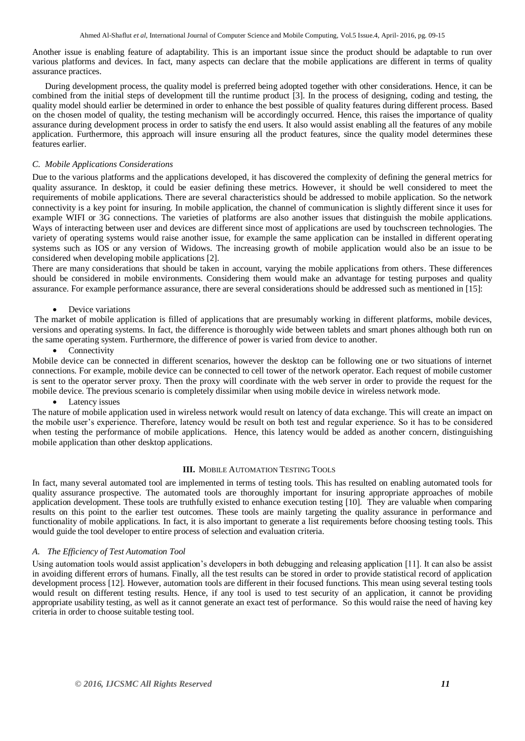Another issue is enabling feature of adaptability. This is an important issue since the product should be adaptable to run over various platforms and devices. In fact, many aspects can declare that the mobile applications are different in terms of quality assurance practices.

During development process, the quality model is preferred being adopted together with other considerations. Hence, it can be combined from the initial steps of development till the runtime product [3]. In the process of designing, coding and testing, the quality model should earlier be determined in order to enhance the best possible of quality features during different process. Based on the chosen model of quality, the testing mechanism will be accordingly occurred. Hence, this raises the importance of quality assurance during development process in order to satisfy the end users. It also would assist enabling all the features of any mobile application. Furthermore, this approach will insure ensuring all the product features, since the quality model determines these features earlier.

### *C. Mobile Applications Considerations*

Due to the various platforms and the applications developed, it has discovered the complexity of defining the general metrics for quality assurance. In desktop, it could be easier defining these metrics. However, it should be well considered to meet the requirements of mobile applications. There are several characteristics should be addressed to mobile application. So the network connectivity is a key point for insuring. In mobile application, the channel of communication is slightly different since it uses for example WIFI or 3G connections. The varieties of platforms are also another issues that distinguish the mobile applications. Ways of interacting between user and devices are different since most of applications are used by touchscreen technologies. The variety of operating systems would raise another issue, for example the same application can be installed in different operating systems such as IOS or any version of Widows. The increasing growth of mobile application would also be an issue to be considered when developing mobile applications [2].

There are many considerations that should be taken in account, varying the mobile applications from others. These differences should be considered in mobile environments. Considering them would make an advantage for testing purposes and quality assurance. For example performance assurance, there are several considerations should be addressed such as mentioned in [15]:

- Device variations

The market of mobile application is filled of applications that are presumably working in different platforms, mobile devices, versions and operating systems. In fact, the difference is thoroughly wide between tablets and smart phones although both run on the same operating system. Furthermore, the difference of power is varied from device to another.

- Connectivity

Mobile device can be connected in different scenarios, however the desktop can be following one or two situations of internet connections. For example, mobile device can be connected to cell tower of the network operator. Each request of mobile customer is sent to the operator server proxy. Then the proxy will coordinate with the web server in order to provide the request for the mobile device. The previous scenario is completely dissimilar when using mobile device in wireless network mode.

- Latency issues

The nature of mobile application used in wireless network would result on latency of data exchange. This will create an impact on the mobile user's experience. Therefore, latency would be result on both test and regular experience. So it has to be considered when testing the performance of mobile applications. Hence, this latency would be added as another concern, distinguishing mobile application than other desktop applications.

## III. MOBILE AUTOMATION TESTING TOOLS

In fact, many several automated tool are implemented in terms of testing tools. This has resulted on enabling automated tools for quality assurance prospective. The automated tools are thoroughly important for insuring appropriate approaches of mobile application development. These tools are truthfully existed to enhance execution testing [10]. They are valuable when comparing results on this point to the earlier test outcomes. These tools are mainly targeting the quality assurance in performance and functionality of mobile applications. In fact, it is also important to generate a list requirements before choosing testing tools. This would guide the tool developer to entire process of selection and evaluation criteria.

### *A. The Efficiency of Test Automation Tool*

Using automation tools would assist application's developers in both debugging and releasing application [11]. It can also be assist in avoiding different errors of humans. Finally, all the test results can be stored in order to provide statistical record of application development process [12]. However, automation tools are different in their focused functions. This mean using several testing tools would result on different testing results. Hence, if any tool is used to test security of an application, it cannot be providing appropriate usability testing, as well as it cannot generate an exact test of performance. So this would raise the need of having key criteria in order to choose suitable testing tool.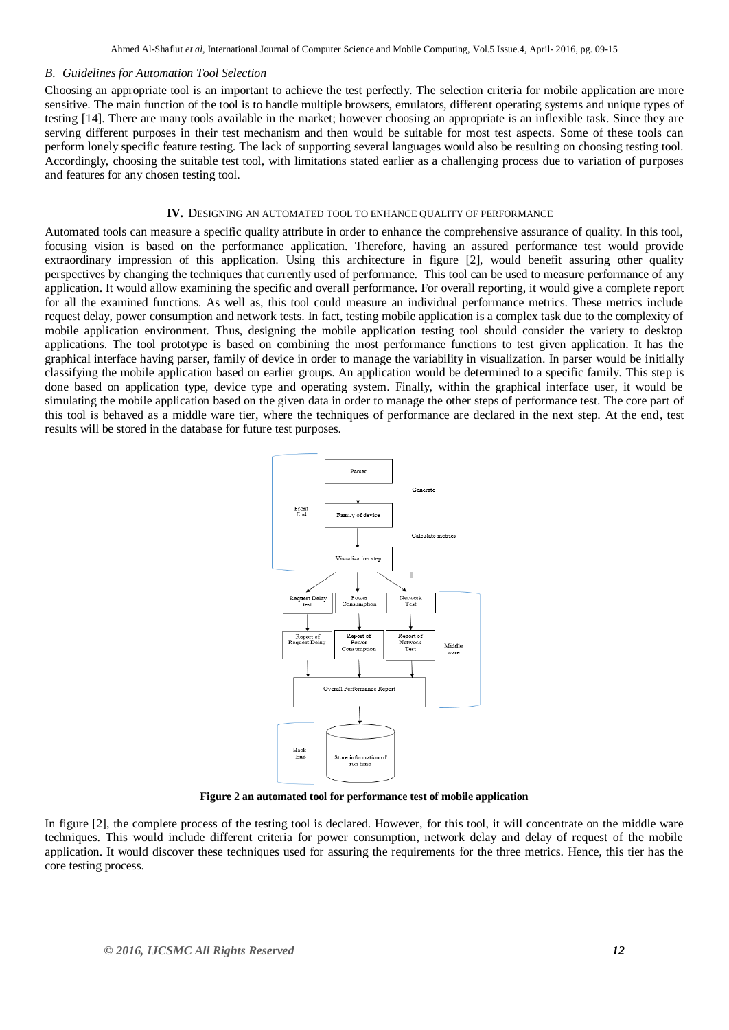### B. Guidelines for Automation Tool Selection

Choosing an appropriate tool is an important to achieve the test perfectly. The selection criteria for mobile application are more sensitive. The main function of the tool is to handle multiple browsers, emulators, different operating systems and unique types of testing [14]. There are many tools available in the market; however choosing an appropriate is an inflexible task. Since they are serving different purposes in their test mechanism and then would be suitable for most test aspects. Some of these tools can perform lonely specific feature testing. The lack of supporting several languages would also be resulting on choosing testing tool. Accordingly, choosing the suitable test tool, with limitations stated earlier as a challenging process due to variation of purposes and features for any chosen testing tool.

## IV. DESIGNING AN AUTOMATED TOOL TO ENHANCE QUALITY OF PERFORMANCE

Automated tools can measure a specific quality attribute in order to enhance the comprehensive assurance of quality. In this tool, focusing vision is based on the performance application. Therefore, having an assured performance test would provide extraordinary impression of this application. Using this architecture in figure [2], would benefit assuring other quality perspectives by changing the techniques that currently used of performance. This tool can be used to measure performance of any application. It would allow examining the specific and overall performance. For overall reporting, it would give a complete report for all the examined functions. As well as, this tool could measure an individual performance metrics. These metrics include request delay, power consumption and network tests. In fact, testing mobile application is a complex task due to the complexity of mobile application environment. Thus, designing the mobile application testing tool should consider the variety to desktop applications. The tool prototype is based on combining the most performance functions to test given application. It has the graphical interface having parser, family of device in order to manage the variability in visualization. In parser would be initially classifying the mobile application based on earlier groups. An application would be determined to a specific family. This step is done based on application type, device type and operating system. Finally, within the graphical interface user, it would be simulating the mobile application based on the given data in order to manage the other steps of performance test. The core part of this tool is behaved as a middle ware tier, where the techniques of performance are declared in the next step. At the end, test results will be stored in the database for future test purposes.

**Figure 2 an automated tool for performance test of mobile application**

In figure [2], the complete process of the testing tool is declared. However, for this tool, it will concentrate on the middle ware techniques. This would include different criteria for power consumption, network delay and delay of request of the mobile application. It would discover these techniques used for assuring the requirements for the three metrics. Hence, this tier has the core testing process.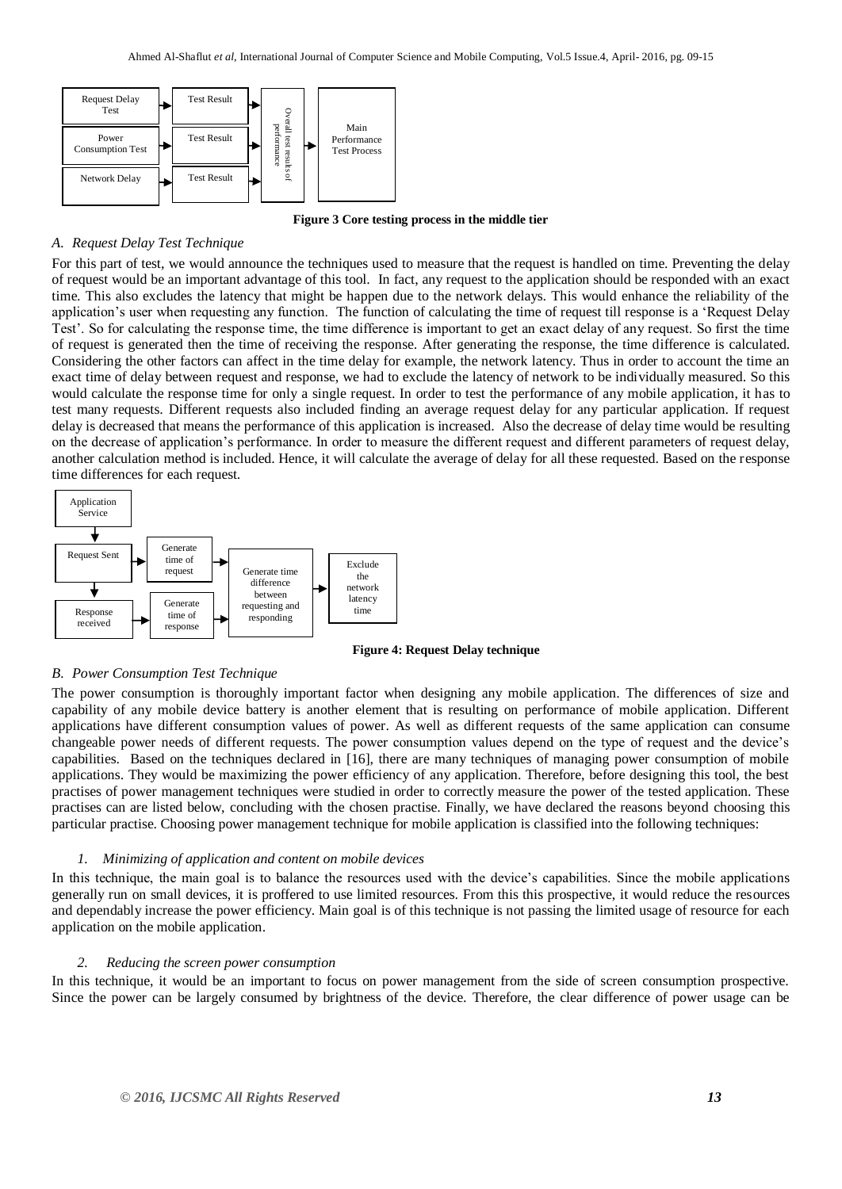Figure 3 Core testing process in the middle tier

### A. Request Delay Test Technique

For this part of test, we would announce the techniques used to measure that the request is handled on time. Preventing the delay of request would be an important advantage of this tool. In fact, any request to the application should be responded with an exact time. This also excludes the latency that might be happen due to the network delays. This would enhance the reliability of the application's user when requesting any function. The function of calculating the time of request till response is a 'Request Delay Test'. So for calculating the response time, the time difference is important to get an exact delay of any request. So first the time of request is generated then the time of receiving the response. After generating the response, the time difference is calculated. Considering the other factors can affect in the time delay for example, the network latency. Thus in order to account the time an exact time of delay between request and response, we had to exclude the latency of network to be individually measured. So this would calculate the response time for only a single request. In order to test the performance of any mobile application, it has to test many requests. Different requests also included finding an average request delay for any particular application. If request delay is decreased that means the performance of this application is increased. Also the decrease of delay time would be resulting on the decrease of application's performance. In order to measure the different request and different parameters of request delay, another calculation method is included. Hence, it will calculate the average of delay for all these requested. Based on the response time differences for each request.

Figure 4: Request Delay technique

### B. Power Consumption Test Technique

The power consumption is thoroughly important factor when designing any mobile application. The differences of size and capability of any mobile device battery is another element that is resulting on performance of mobile application. Different applications have different consumption values of power. As well as different requests of the same application can consume changeable power needs of different requests. The power consumption values depend on the type of request and the device's capabilities. Based on the techniques declared in [16], there are many techniques of managing power consumption of mobile applications. They would be maximizing the power efficiency of any application. Therefore, before designing this tool, the best practises of power management techniques were studied in order to correctly measure the power of the tested application. These practises can are listed below, concluding with the chosen practise. Finally, we have declared the reasons beyond choosing this particular practise. Choosing power management technique for mobile application is classified into the following techniques:

#### 1. Minimizing of application and content on mobile devices

In this technique, the main goal is to balance the resources used with the device's capabilities. Since the mobile applications generally run on small devices, it is proffered to use limited resources. From this this prospective, it would reduce the resources and dependably increase the power efficiency. Main goal is of this technique is not passing the limited usage of resource for each application on the mobile application.

#### 2. Reducing the screen power consumption

In this technique, it would be an important to focus on power management from the side of screen consumption prospective. Since the power can be largely consumed by brightness of the device. Therefore, the clear difference of power usage can be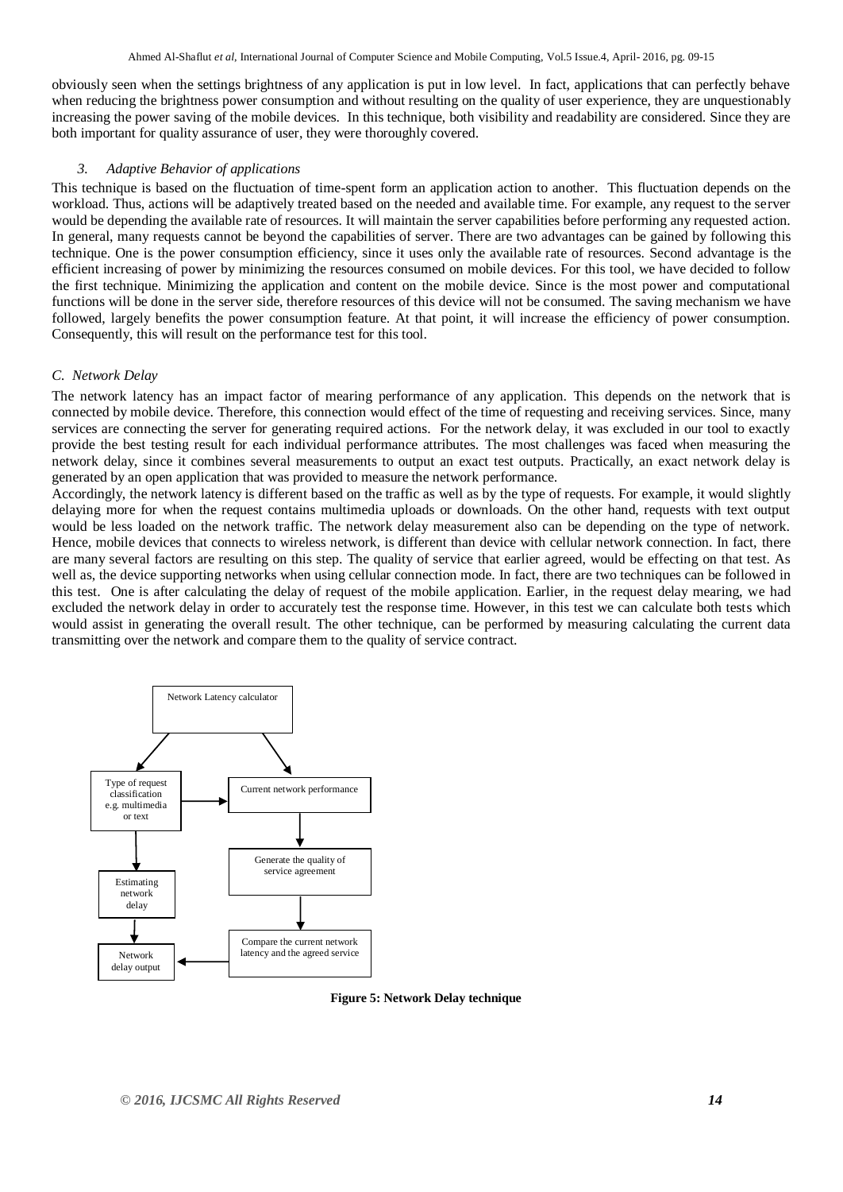obviously seen when the settings brightness of any application is put in low level. In fact, applications that can perfectly behave when reducing the brightness power consumption and without resulting on the quality of user experience, they are unquestionably increasing the power saving of the mobile devices. In this technique, both visibility and readability are considered. Since they are both important for quality assurance of user, they were thoroughly covered.

### *3. Adaptive Behavior of applications*

This technique is based on the fluctuation of time-spent form an application action to another. This fluctuation depends on the workload. Thus, actions will be adaptively treated based on the needed and available time. For example, any request to the server would be depending the available rate of resources. It will maintain the server capabilities before performing any requested action. In general, many requests cannot be beyond the capabilities of server. There are two advantages can be gained by following this technique. One is the power consumption efficiency, since it uses only the available rate of resources. Second advantage is the efficient increasing of power by minimizing the resources consumed on mobile devices. For this tool, we have decided to follow the first technique. Minimizing the application and content on the mobile device. Since is the most power and computational functions will be done in the server side, therefore resources of this device will not be consumed. The saving mechanism we have followed, largely benefits the power consumption feature. At that point, it will increase the efficiency of power consumption. Consequently, this will result on the performance test for this tool.

## *C. Network Delay*

The network latency has an impact factor of mearing performance of any application. This depends on the network that is connected by mobile device. Therefore, this connection would effect of the time of requesting and receiving services. Since, many services are connecting the server for generating required actions. For the network delay, it was excluded in our tool to exactly provide the best testing result for each individual performance attributes. The most challenges was faced when measuring the network delay, since it combines several measurements to output an exact test outputs. Practically, an exact network delay is generated by an open application that was provided to measure the network performance.

Accordingly, the network latency is different based on the traffic as well as by the type of requests. For example, it would slightly delaying more for when the request contains multimedia uploads or downloads. On the other hand, requests with text output would be less loaded on the network traffic. The network delay measurement also can be depending on the type of network. Hence, mobile devices that connects to wireless network, is different than device with cellular network connection. In fact, there are many several factors are resulting on this step. The quality of service that earlier agreed, would be effecting on that test. As well as, the device supporting networks when using cellular connection mode. In fact, there are two techniques can be followed in this test. One is after calculating the delay of request of the mobile application. Earlier, in the request delay mearing, we had excluded the network delay in order to accurately test the response time. However, in this test we can calculate both tests which would assist in generating the overall result. The other technique, can be performed by measuring calculating the current data transmitting over the network and compare them to the quality of service contract.

Network Latency calculator

Type of request classification e.g. multimedia or text

Current network performance

Generate the quality of service agreement

Estimating network delay

Compare the current network latency and the agreed service

Network delay output

**Figure 5: Network Delay technique**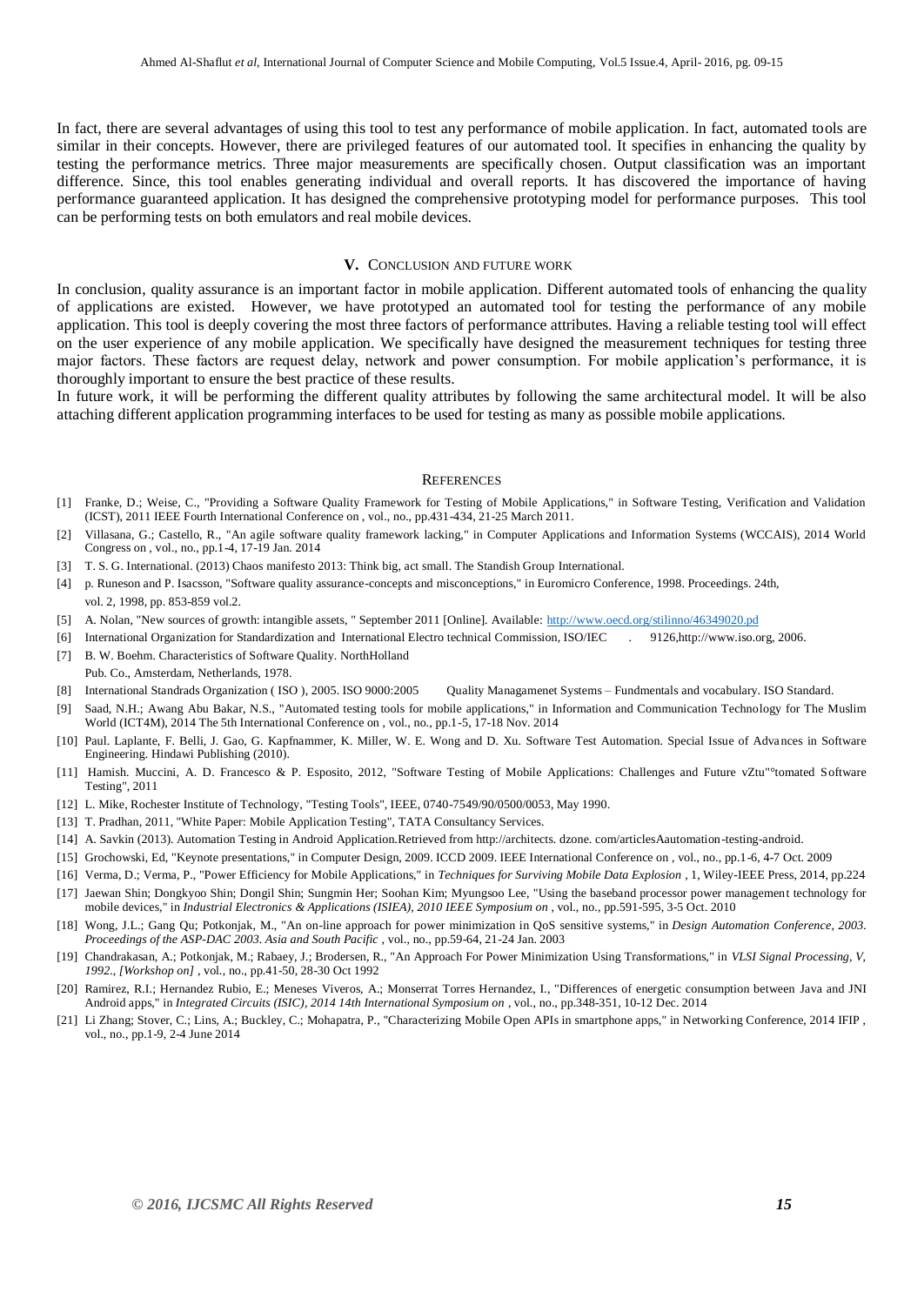In fact, there are several advantages of using this tool to test any performance of mobile application. In fact, automated tools are similar in their concepts. However, there are privileged features of our automated tool. It specifies in enhancing the quality by testing the performance metrics. Three major measurements are specifically chosen. Output classification was an important difference. Since, this tool enables generating individual and overall reports. It has discovered the importance of having performance guaranteed application. It has designed the comprehensive prototyping model for performance purposes. This tool can be performing tests on both emulators and real mobile devices.

## V. CONCLUSION AND FUTURE WORK

In conclusion, quality assurance is an important factor in mobile application. Different automated tools of enhancing the quality of applications are existed. However, we have prototyped an automated tool for testing the performance of any mobile application. This tool is deeply covering the most three factors of performance attributes. Having a reliable testing tool will effect on the user experience of any mobile application. We specifically have designed the measurement techniques for testing three major factors. These factors are request delay, network and power consumption. For mobile application's performance, it is thoroughly important to ensure the best practice of these results.

In future work, it will be performing the different quality attributes by following the same architectural model. It will be also attaching different application programming interfaces to be used for testing as many as possible mobile applications.

## REFERENCES

[1] Franke, D.; Weise, C., "Providing a Software Quality Framework for Testing of Mobile Applications," in Software Testing, Verification and Validation (ICST), 2011 IEEE Fourth International Conference on , vol., no., pp.431-434, 21-25 March 2011.

[2] Villasana, G.; Castello, R., "An agile software quality framework lacking," in Computer Applications and Information Systems (WCCAIS), 2014 World Congress on , vol., no., pp.1-4, 17-19 Jan. 2014

[3] T. S. G. International. (2013) Chaos manifesto 2013: Think big, act small. The Standish Group International.

[4] p. Runeson and P. Isacsson, "Software quality assurance-concepts and misconceptions," in Euromicro Conference, 1998. Proceedings. 24th, vol. 2, 1998, pp. 853-859 vol.2.

[5] A. Nolan, "New sources of growth: intangible assets, " September 2011 [Online]. Available: http://www.oecd.org/stilinno/46349020.pd

[6] International Organization for Standardization and International Electro technical Commission, ISO/IEC . 9126,http://www.iso.org, 2006.

[7] B. W. Boehm. Characteristics of Software Quality. NorthHolland Pub. Co., Amsterdam, Netherlands, 1978.

[8] International Standrads Organization ( ISO ), 2005. ISO 9000:2005 Quality Managamenet Systems – Fundmentals and vocabulary. ISO Standard.

[9] Saad, N.H.; Awang Abu Bakar, N.S., "Automated testing tools for mobile applications," in Information and Communication Technology for The Muslim World (ICT4M), 2014 The 5th International Conference on , vol., no., pp.1-5, 17-18 Nov. 2014

[10] Paul. Laplante, F. Belli, J. Gao, G. Kapfnammer, K. Miller, W. E. Wong and D. Xu. Software Test Automation. Special Issue of Advances in Software Engineering. Hindawi Publishing (2010).

[11] Hamish. Muccini, A. D. Francesco & P. Esposito, 2012, "Software Testing of Mobile Applications: Challenges and Future vZtu"°tomated Software Testing", 2011

[12] L. Mike, Rochester Institute of Technology, "Testing Tools", IEEE, 0740-7549/90/0500/0053, May 1990.

[13] T. Pradhan, 2011, "White Paper: Mobile Application Testing", TATA Consultancy Services.

[14] A. Savkin (2013). Automation Testing in Android Application.Retrieved from http://architects. dzone. com/articlesAautomation-testing-android.

[15] Grochowski, Ed, "Keynote presentations," in Computer Design, 2009. ICCD 2009. IEEE International Conference on , vol., no., pp.1-6, 4-7 Oct. 2009

[16] Verma, D.; Verma, P., "Power Efficiency for Mobile Applications," in *Techniques for Surviving Mobile Data Explosion* , 1, Wiley-IEEE Press, 2014, pp.224

[17] Jaewan Shin; Dongkyoo Shin; Dongil Shin; Sungmin Her; Soohan Kim; Myungsoo Lee, "Using the baseband processor power management technology for mobile devices," in *Industrial Electronics & Applications (ISIEA), 2010 IEEE Symposium on* , vol., no., pp.591-595, 3-5 Oct. 2010

[18] Wong, J.L.; Gang Qu; Potkonjak, M., "An on-line approach for power minimization in QoS sensitive systems," in *Design Automation Conference, 2003. Proceedings of the ASP-DAC 2003. Asia and South Pacific* , vol., no., pp.59-64, 21-24 Jan. 2003

[19] Chandrakasan, A.; Potkonjak, M.; Rabaey, J.; Brodersen, R., "An Approach For Power Minimization Using Transformations," in *VLSI Signal Processing, V, 1992., [Workshop on]* , vol., no., pp.41-50, 28-30 Oct 1992

[20] Ramirez, R.I.; Hernandez Rubio, E.; Meneses Viveros, A.; Monserrat Torres Hernandez, I., "Differences of energetic consumption between Java and JNI Android apps," in *Integrated Circuits (ISIC), 2014 14th International Symposium on* , vol., no., pp.348-351, 10-12 Dec. 2014

[21] Li Zhang; Stover, C.; Lins, A.; Buckley, C.; Mohapatra, P., "Characterizing Mobile Open APIs in smartphone apps," in Networking Conference, 2014 IFIP , vol., no., pp.1-9, 2-4 June 2014